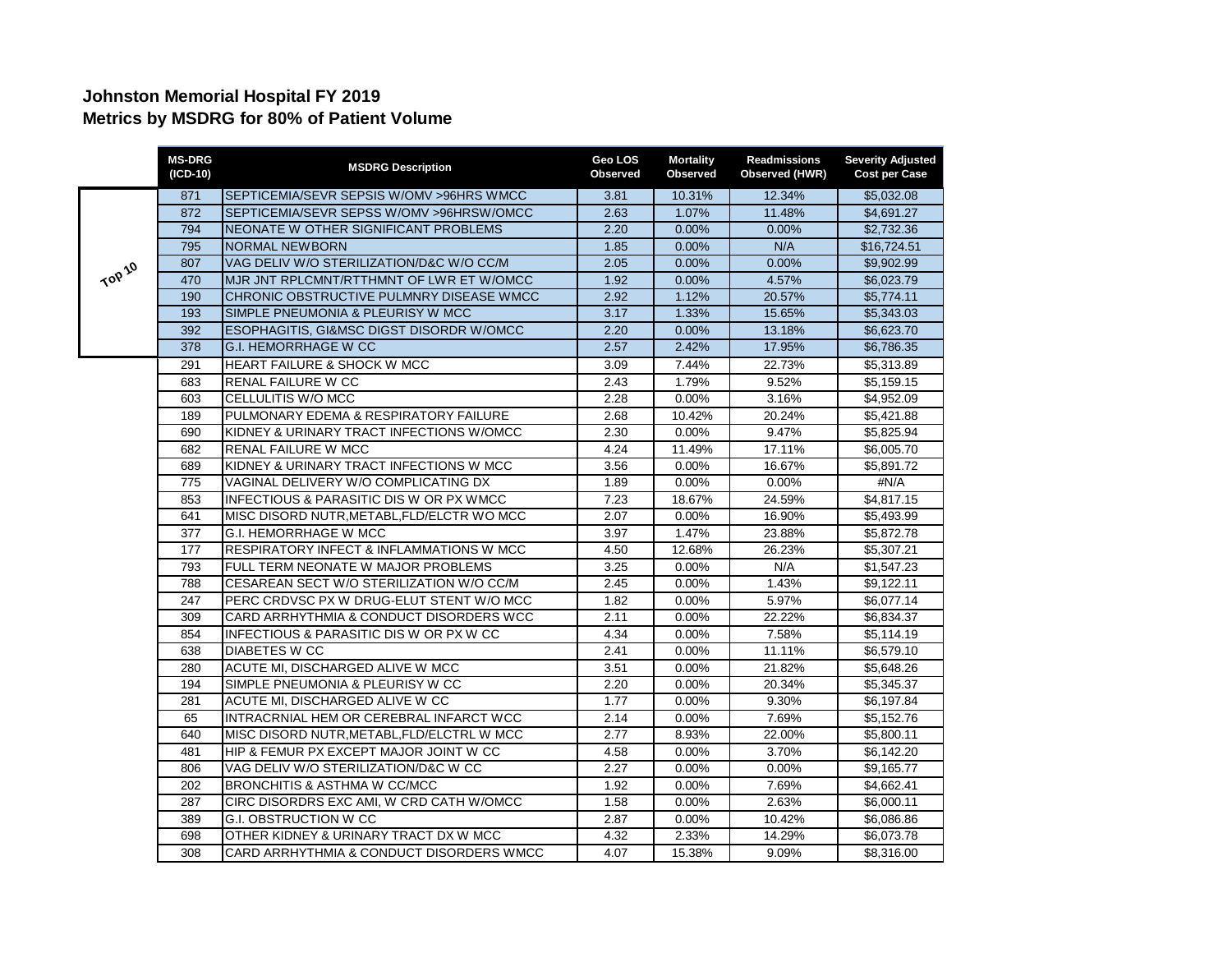# Johnston Memorial Hospital FY 2019
## Metrics by MSDRG for 80% of Patient Volume

| | MS-DRG (ICD-10) | MSDRG Description | Geo LOS Observed | Mortality Observed | Readmissions Observed (HWR) | Severity Adjusted Cost per Case |
|---|---|---|---|---|---|---|
| Top 10 | 871 | SEPTICEMIA/SEVR SEPSIS W/OMV >96HRS WMCC | 3.81 | 10.31% | 12.34% | $5,032.08 |
| | 872 | SEPTICEMIA/SEVR SEPSS W/OMV >96HRSW/OMCC | 2.63 | 1.07% | 11.48% | $4,691.27 |
| | 794 | NEONATE W OTHER SIGNIFICANT PROBLEMS | 2.20 | 0.00% | 0.00% | $2,732.36 |
| | 795 | NORMAL NEWBORN | 1.85 | 0.00% | N/A | $16,724.51 |
| | 807 | VAG DELIV W/O STERILIZATION/D&C W/O CC/M | 2.05 | 0.00% | 0.00% | $9,902.99 |
| | 470 | MJR JNT RPLCMNT/RTTHMNT OF LWR ET W/OMCC | 1.92 | 0.00% | 4.57% | $6,023.79 |
| | 190 | CHRONIC OBSTRUCTIVE PULMNRY DISEASE WMCC | 2.92 | 1.12% | 20.57% | $5,774.11 |
| | 193 | SIMPLE PNEUMONIA & PLEURISY W MCC | 3.17 | 1.33% | 15.65% | $5,343.03 |
| | 392 | ESOPHAGITIS, GI&MSC DIGST DISORDR W/OMCC | 2.20 | 0.00% | 13.18% | $6,623.70 |
| | 378 | G.I. HEMORRHAGE W CC | 2.57 | 2.42% | 17.95% | $6,786.35 |
| | 291 | HEART FAILURE & SHOCK W MCC | 3.09 | 7.44% | 22.73% | $5,313.89 |
| | 683 | RENAL FAILURE W CC | 2.43 | 1.79% | 9.52% | $5,159.15 |
| | 603 | CELLULITIS W/O MCC | 2.28 | 0.00% | 3.16% | $4,952.09 |
| | 189 | PULMONARY EDEMA & RESPIRATORY FAILURE | 2.68 | 10.42% | 20.24% | $5,421.88 |
| | 690 | KIDNEY & URINARY TRACT INFECTIONS W/OMCC | 2.30 | 0.00% | 9.47% | $5,825.94 |
| | 682 | RENAL FAILURE W MCC | 4.24 | 11.49% | 17.11% | $6,005.70 |
| | 689 | KIDNEY & URINARY TRACT INFECTIONS W MCC | 3.56 | 0.00% | 16.67% | $5,891.72 |
| | 775 | VAGINAL DELIVERY W/O COMPLICATING DX | 1.89 | 0.00% | 0.00% | #N/A |
| | 853 | INFECTIOUS & PARASITIC DIS W OR PX WMCC | 7.23 | 18.67% | 24.59% | $4,817.15 |
| | 641 | MISC DISORD NUTR,METABL,FLD/ELCTR WO MCC | 2.07 | 0.00% | 16.90% | $5,493.99 |
| | 377 | G.I. HEMORRHAGE W MCC | 3.97 | 1.47% | 23.88% | $5,872.78 |
| | 177 | RESPIRATORY INFECT & INFLAMMATIONS W MCC | 4.50 | 12.68% | 26.23% | $5,307.21 |
| | 793 | FULL TERM NEONATE W MAJOR PROBLEMS | 3.25 | 0.00% | N/A | $1,547.23 |
| | 788 | CESAREAN SECT W/O STERILIZATION W/O CC/M | 2.45 | 0.00% | 1.43% | $9,122.11 |
| | 247 | PERC CRDVSC PX W DRUG-ELUT STENT W/O MCC | 1.82 | 0.00% | 5.97% | $6,077.14 |
| | 309 | CARD ARRHYTHMIA & CONDUCT DISORDERS WCC | 2.11 | 0.00% | 22.22% | $6,834.37 |
| | 854 | INFECTIOUS & PARASITIC DIS W OR PX W CC | 4.34 | 0.00% | 7.58% | $5,114.19 |
| | 638 | DIABETES W CC | 2.41 | 0.00% | 11.11% | $6,579.10 |
| | 280 | ACUTE MI, DISCHARGED ALIVE W MCC | 3.51 | 0.00% | 21.82% | $5,648.26 |
| | 194 | SIMPLE PNEUMONIA & PLEURISY W CC | 2.20 | 0.00% | 20.34% | $5,345.37 |
| | 281 | ACUTE MI, DISCHARGED ALIVE W CC | 1.77 | 0.00% | 9.30% | $6,197.84 |
| | 65 | INTRACRNIAL HEM OR CEREBRAL INFARCT WCC | 2.14 | 0.00% | 7.69% | $5,152.76 |
| | 640 | MISC DISORD NUTR,METABL,FLD/ELCTRL W MCC | 2.77 | 8.93% | 22.00% | $5,800.11 |
| | 481 | HIP & FEMUR PX EXCEPT MAJOR JOINT W CC | 4.58 | 0.00% | 3.70% | $6,142.20 |
| | 806 | VAG DELIV W/O STERILIZATION/D&C W CC | 2.27 | 0.00% | 0.00% | $9,165.77 |
| | 202 | BRONCHITIS & ASTHMA W CC/MCC | 1.92 | 0.00% | 7.69% | $4,662.41 |
| | 287 | CIRC DISORDRS EXC AMI, W CRD CATH W/OMCC | 1.58 | 0.00% | 2.63% | $6,000.11 |
| | 389 | G.I. OBSTRUCTION W CC | 2.87 | 0.00% | 10.42% | $6,086.86 |
| | 698 | OTHER KIDNEY & URINARY TRACT DX W MCC | 4.32 | 2.33% | 14.29% | $6,073.78 |
| | 308 | CARD ARRHYTHMIA & CONDUCT DISORDERS WMCC | 4.07 | 15.38% | 9.09% | $8,316.00 |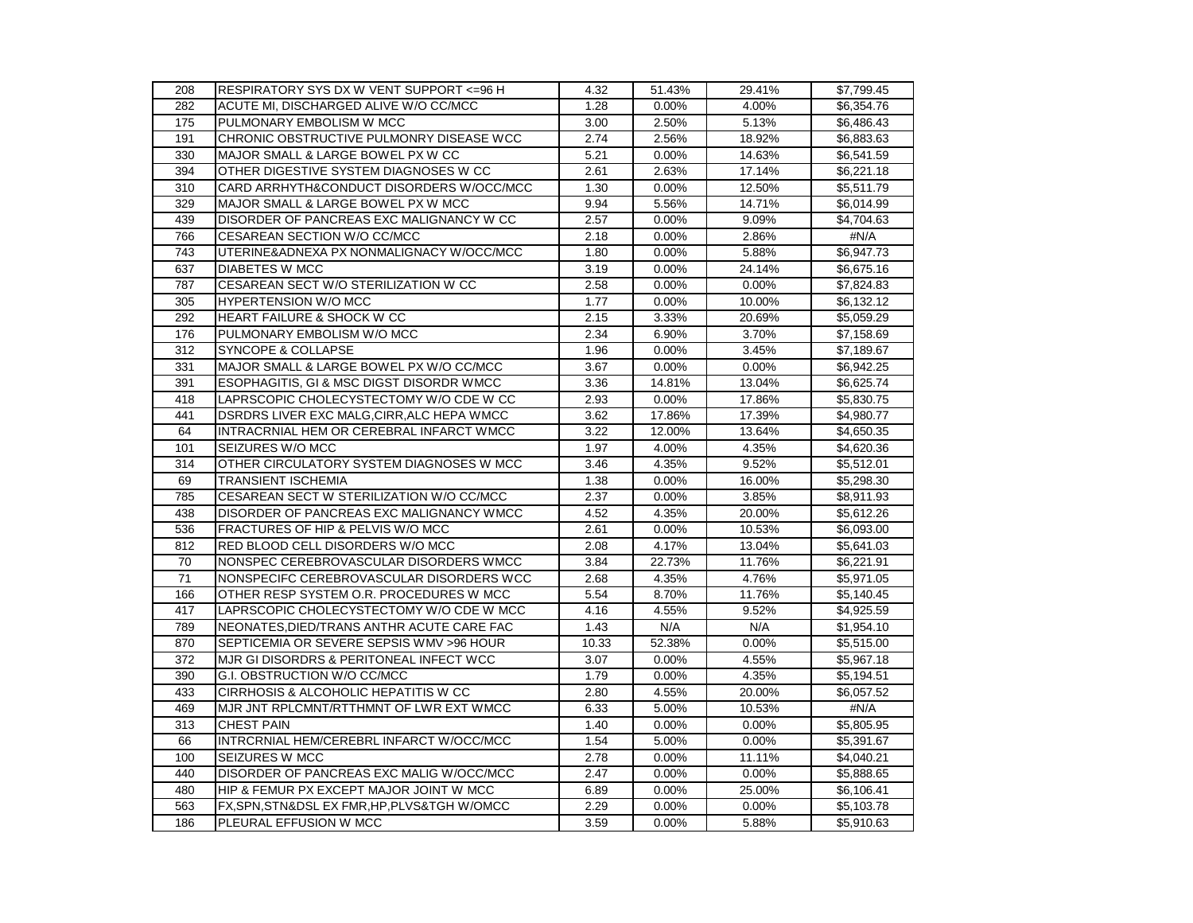| | | | | | |
|---|---|---|---|---|---|
| 208 | RESPIRATORY SYS DX W VENT SUPPORT <=96 H | 4.32 | 51.43% | 29.41% | $7,799.45 |
| 282 | ACUTE MI, DISCHARGED ALIVE W/O CC/MCC | 1.28 | 0.00% | 4.00% | $6,354.76 |
| 175 | PULMONARY EMBOLISM W MCC | 3.00 | 2.50% | 5.13% | $6,486.43 |
| 191 | CHRONIC OBSTRUCTIVE PULMONRY DISEASE WCC | 2.74 | 2.56% | 18.92% | $6,883.63 |
| 330 | MAJOR SMALL & LARGE BOWEL PX W CC | 5.21 | 0.00% | 14.63% | $6,541.59 |
| 394 | OTHER DIGESTIVE SYSTEM DIAGNOSES W CC | 2.61 | 2.63% | 17.14% | $6,221.18 |
| 310 | CARD ARRHYTH&CONDUCT DISORDERS W/OCC/MCC | 1.30 | 0.00% | 12.50% | $5,511.79 |
| 329 | MAJOR SMALL & LARGE BOWEL PX W MCC | 9.94 | 5.56% | 14.71% | $6,014.99 |
| 439 | DISORDER OF PANCREAS EXC MALIGNANCY W CC | 2.57 | 0.00% | 9.09% | $4,704.63 |
| 766 | CESAREAN SECTION W/O CC/MCC | 2.18 | 0.00% | 2.86% | #N/A |
| 743 | UTERINE&ADNEXA PX NONMALIGNACY W/OCC/MCC | 1.80 | 0.00% | 5.88% | $6,947.73 |
| 637 | DIABETES W MCC | 3.19 | 0.00% | 24.14% | $6,675.16 |
| 787 | CESAREAN SECT W/O STERILIZATION W CC | 2.58 | 0.00% | 0.00% | $7,824.83 |
| 305 | HYPERTENSION W/O MCC | 1.77 | 0.00% | 10.00% | $6,132.12 |
| 292 | HEART FAILURE & SHOCK W CC | 2.15 | 3.33% | 20.69% | $5,059.29 |
| 176 | PULMONARY EMBOLISM W/O MCC | 2.34 | 6.90% | 3.70% | $7,158.69 |
| 312 | SYNCOPE & COLLAPSE | 1.96 | 0.00% | 3.45% | $7,189.67 |
| 331 | MAJOR SMALL & LARGE BOWEL PX W/O CC/MCC | 3.67 | 0.00% | 0.00% | $6,942.25 |
| 391 | ESOPHAGITIS, GI & MSC DIGST DISORDR WMCC | 3.36 | 14.81% | 13.04% | $6,625.74 |
| 418 | LAPRSCOPIC CHOLECYSTECTOMY W/O CDE W CC | 2.93 | 0.00% | 17.86% | $5,830.75 |
| 441 | DSRDRS LIVER EXC MALG,CIRR,ALC HEPA WMCC | 3.62 | 17.86% | 17.39% | $4,980.77 |
| 64 | INTRACRNIAL HEM OR CEREBRAL INFARCT WMCC | 3.22 | 12.00% | 13.64% | $4,650.35 |
| 101 | SEIZURES W/O MCC | 1.97 | 4.00% | 4.35% | $4,620.36 |
| 314 | OTHER CIRCULATORY SYSTEM DIAGNOSES W MCC | 3.46 | 4.35% | 9.52% | $5,512.01 |
| 69 | TRANSIENT ISCHEMIA | 1.38 | 0.00% | 16.00% | $5,298.30 |
| 785 | CESAREAN SECT W STERILIZATION W/O CC/MCC | 2.37 | 0.00% | 3.85% | $8,911.93 |
| 438 | DISORDER OF PANCREAS EXC MALIGNANCY WMCC | 4.52 | 4.35% | 20.00% | $5,612.26 |
| 536 | FRACTURES OF HIP & PELVIS W/O MCC | 2.61 | 0.00% | 10.53% | $6,093.00 |
| 812 | RED BLOOD CELL DISORDERS W/O MCC | 2.08 | 4.17% | 13.04% | $5,641.03 |
| 70 | NONSPEC CEREBROVASCULAR DISORDERS WMCC | 3.84 | 22.73% | 11.76% | $6,221.91 |
| 71 | NONSPECIFC CEREBROVASCULAR DISORDERS WCC | 2.68 | 4.35% | 4.76% | $5,971.05 |
| 166 | OTHER RESP SYSTEM O.R. PROCEDURES W MCC | 5.54 | 8.70% | 11.76% | $5,140.45 |
| 417 | LAPRSCOPIC CHOLECYSTECTOMY W/O CDE W MCC | 4.16 | 4.55% | 9.52% | $4,925.59 |
| 789 | NEONATES,DIED/TRANS ANTHR ACUTE CARE FAC | 1.43 | N/A | N/A | $1,954.10 |
| 870 | SEPTICEMIA OR SEVERE SEPSIS WMV >96 HOUR | 10.33 | 52.38% | 0.00% | $5,515.00 |
| 372 | MJR GI DISORDRS & PERITONEAL INFECT WCC | 3.07 | 0.00% | 4.55% | $5,967.18 |
| 390 | G.I. OBSTRUCTION W/O CC/MCC | 1.79 | 0.00% | 4.35% | $5,194.51 |
| 433 | CIRRHOSIS & ALCOHOLIC HEPATITIS W CC | 2.80 | 4.55% | 20.00% | $6,057.52 |
| 469 | MJR JNT RPLCMNT/RTTHMNT OF LWR EXT WMCC | 6.33 | 5.00% | 10.53% | #N/A |
| 313 | CHEST PAIN | 1.40 | 0.00% | 0.00% | $5,805.95 |
| 66 | INTRCRNIAL HEM/CEREBRL INFARCT W/OCC/MCC | 1.54 | 5.00% | 0.00% | $5,391.67 |
| 100 | SEIZURES W MCC | 2.78 | 0.00% | 11.11% | $4,040.21 |
| 440 | DISORDER OF PANCREAS EXC MALIG W/OCC/MCC | 2.47 | 0.00% | 0.00% | $5,888.65 |
| 480 | HIP & FEMUR PX EXCEPT MAJOR JOINT W MCC | 6.89 | 0.00% | 25.00% | $6,106.41 |
| 563 | FX,SPN,STN&DSL EX FMR,HP,PLVS&TGH W/OMCC | 2.29 | 0.00% | 0.00% | $5,103.78 |
| 186 | PLEURAL EFFUSION W MCC | 3.59 | 0.00% | 5.88% | $5,910.63 |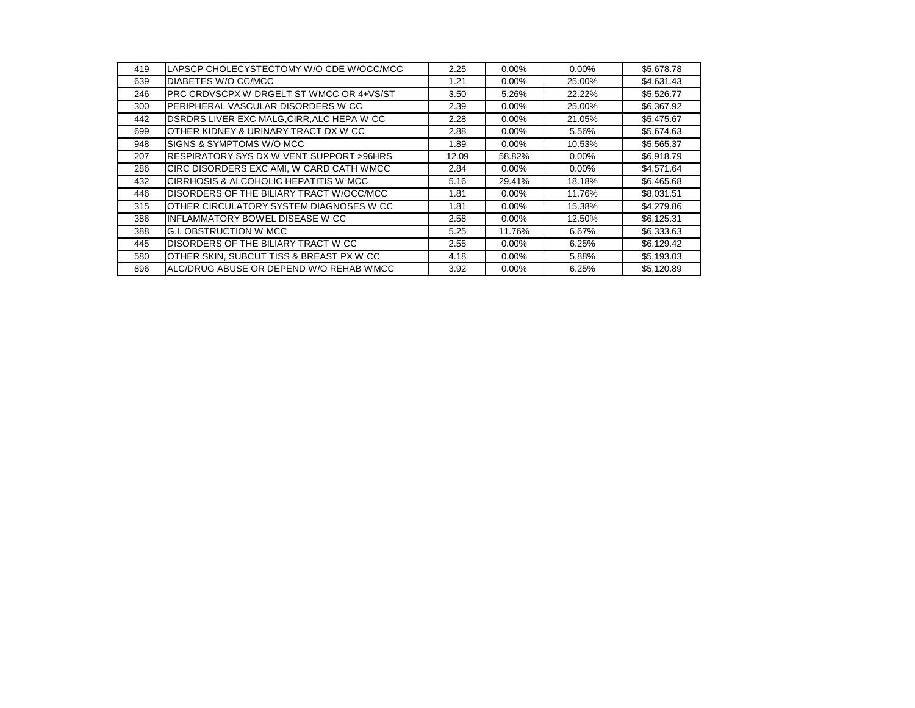| | | | | | |
|---|---|---|---|---|---|
| 419 | LAPSCP CHOLECYSTECTOMY W/O CDE W/OCC/MCC | 2.25 | 0.00% | 0.00% | $5,678.78 |
| 639 | DIABETES W/O CC/MCC | 1.21 | 0.00% | 25.00% | $4,631.43 |
| 246 | PRC CRDVSCPX W DRGELT ST WMCC OR 4+VS/ST | 3.50 | 5.26% | 22.22% | $5,526.77 |
| 300 | PERIPHERAL VASCULAR DISORDERS W CC | 2.39 | 0.00% | 25.00% | $6,367.92 |
| 442 | DSRDRS LIVER EXC MALG,CIRR,ALC HEPA W CC | 2.28 | 0.00% | 21.05% | $5,475.67 |
| 699 | OTHER KIDNEY & URINARY TRACT DX W CC | 2.88 | 0.00% | 5.56% | $5,674.63 |
| 948 | SIGNS & SYMPTOMS W/O MCC | 1.89 | 0.00% | 10.53% | $5,565.37 |
| 207 | RESPIRATORY SYS DX W VENT SUPPORT >96HRS | 12.09 | 58.82% | 0.00% | $6,918.79 |
| 286 | CIRC DISORDERS EXC AMI, W CARD CATH WMCC | 2.84 | 0.00% | 0.00% | $4,571.64 |
| 432 | CIRRHOSIS & ALCOHOLIC HEPATITIS W MCC | 5.16 | 29.41% | 18.18% | $6,465.68 |
| 446 | DISORDERS OF THE BILIARY TRACT W/OCC/MCC | 1.81 | 0.00% | 11.76% | $8,031.51 |
| 315 | OTHER CIRCULATORY SYSTEM DIAGNOSES W CC | 1.81 | 0.00% | 15.38% | $4,279.86 |
| 386 | INFLAMMATORY BOWEL DISEASE W CC | 2.58 | 0.00% | 12.50% | $6,125.31 |
| 388 | G.I. OBSTRUCTION W MCC | 5.25 | 11.76% | 6.67% | $6,333.63 |
| 445 | DISORDERS OF THE BILIARY TRACT W CC | 2.55 | 0.00% | 6.25% | $6,129.42 |
| 580 | OTHER SKIN, SUBCUT TISS & BREAST PX W CC | 4.18 | 0.00% | 5.88% | $5,193.03 |
| 896 | ALC/DRUG ABUSE OR DEPEND W/O REHAB WMCC | 3.92 | 0.00% | 6.25% | $5,120.89 |